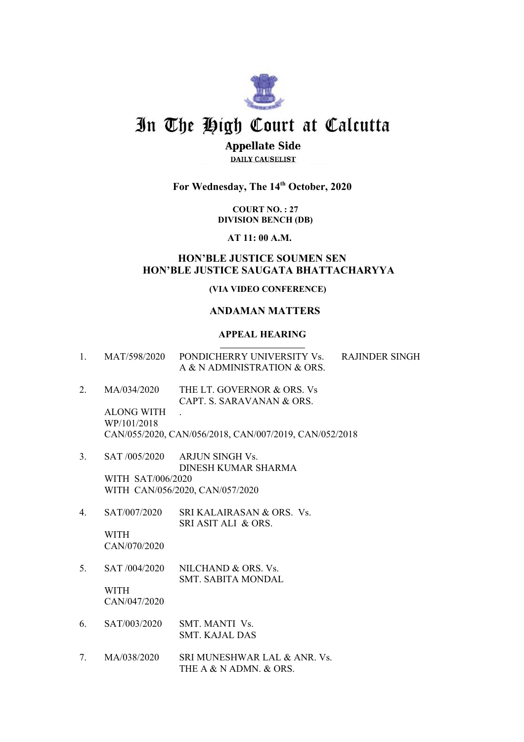# In The High Court at Calcutta

## Appellate Side

**DAILY CAUSELIST**

### For Wednesday, The 14th October, 2020

**COURT NO. : 27**
**DIVISION BENCH (DB)**

**AT 11: 00 A.M.**

**HON'BLE JUSTICE SOUMEN SEN**
**HON'BLE JUSTICE SAUGATA BHATTACHARYYA**

**(VIA VIDEO CONFERENCE)**

**ANDAMAN MATTERS**

**APPEAL HEARING**

1. MAT/598/2020 PONDICHERRY UNIVERSITY Vs. RAJINDER SINGH
   A & N ADMINISTRATION & ORS.

2. MA/034/2020 THE LT. GOVERNOR & ORS. Vs
   CAPT. S. SARAVANAN & ORS.
   ALONG WITH .
   WP/101/2018
   CAN/055/2020, CAN/056/2018, CAN/007/2019, CAN/052/2018

3. SAT /005/2020 ARJUN SINGH Vs.
   DINESH KUMAR SHARMA
   WITH SAT/006/2020
   WITH CAN/056/2020, CAN/057/2020

4. SAT/007/2020 SRI KALAIRASAN & ORS. Vs.
   SRI ASIT ALI & ORS.
   WITH
   CAN/070/2020

5. SAT /004/2020 NILCHAND & ORS. Vs.
   SMT. SABITA MONDAL
   WITH
   CAN/047/2020

6. SAT/003/2020 SMT. MANTI Vs.
   SMT. KAJAL DAS

7. MA/038/2020 SRI MUNESHWAR LAL & ANR. Vs.
   THE A & N ADMN. & ORS.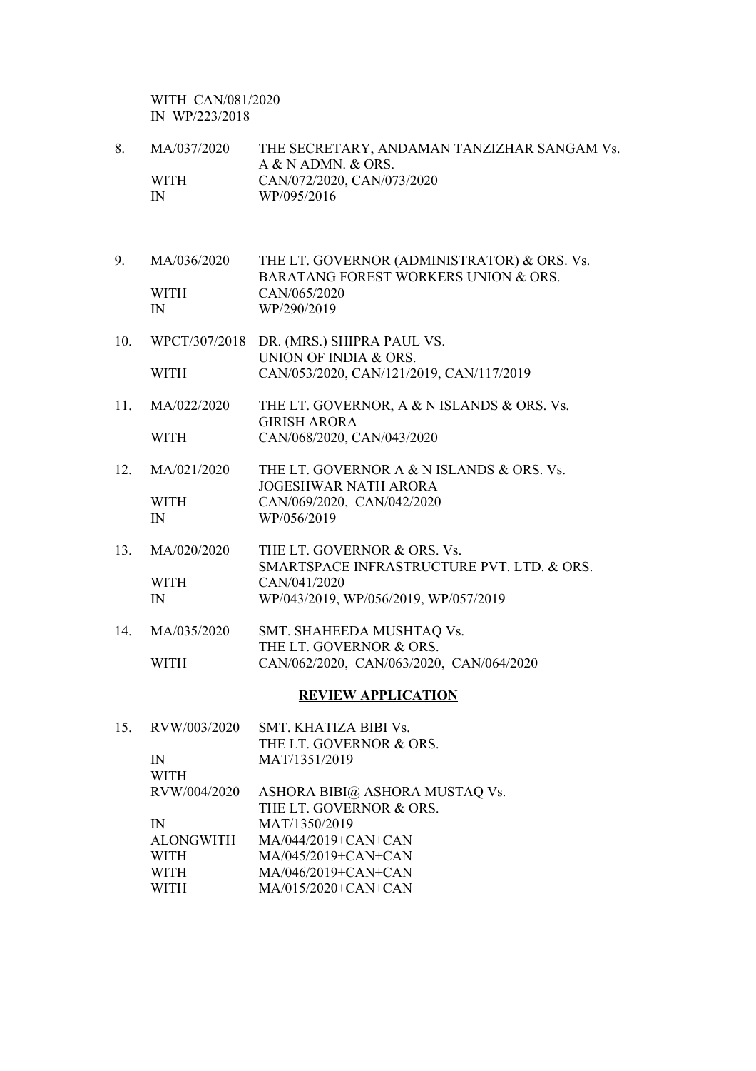WITH CAN/081/2020
IN WP/223/2018

| | | |
|---|---|---|
| 8. | MA/037/2020 | THE SECRETARY, ANDAMAN TANZIZHAR SANGAM Vs. A & N ADMN. & ORS. |
| | WITH | CAN/072/2020, CAN/073/2020 |
| | IN | WP/095/2016 |
| | | |
| 9. | MA/036/2020 | THE LT. GOVERNOR (ADMINISTRATOR) & ORS. Vs. BARATANG FOREST WORKERS UNION & ORS. |
| | WITH | CAN/065/2020 |
| | IN | WP/290/2019 |
| | | |
| 10. | WPCT/307/2018 | DR. (MRS.) SHIPRA PAUL VS. UNION OF INDIA & ORS. |
| | WITH | CAN/053/2020, CAN/121/2019, CAN/117/2019 |
| | | |
| 11. | MA/022/2020 | THE LT. GOVERNOR, A & N ISLANDS & ORS. Vs. GIRISH ARORA |
| | WITH | CAN/068/2020, CAN/043/2020 |
| | | |
| 12. | MA/021/2020 | THE LT. GOVERNOR A & N ISLANDS & ORS. Vs. JOGESHWAR NATH ARORA |
| | WITH | CAN/069/2020, CAN/042/2020 |
| | IN | WP/056/2019 |
| | | |
| 13. | MA/020/2020 | THE LT. GOVERNOR & ORS. Vs. SMARTSPACE INFRASTRUCTURE PVT. LTD. & ORS. |
| | WITH | CAN/041/2020 |
| | IN | WP/043/2019, WP/056/2019, WP/057/2019 |
| | | |
| 14. | MA/035/2020 | SMT. SHAHEEDA MUSHTAQ Vs. THE LT. GOVERNOR & ORS. |
| | WITH | CAN/062/2020, CAN/063/2020, CAN/064/2020 |

**REVIEW APPLICATION**

| | | |
|---|---|---|
| 15. | RVW/003/2020 | SMT. KHATIZA BIBI Vs. THE LT. GOVERNOR & ORS. |
| | IN | MAT/1351/2019 |
| | WITH | |
| | RVW/004/2020 | ASHORA BIBI@ ASHORA MUSTAQ Vs. THE LT. GOVERNOR & ORS. |
| | IN | MAT/1350/2019 |
| | ALONGWITH | MA/044/2019+CAN+CAN |
| | WITH | MA/045/2019+CAN+CAN |
| | WITH | MA/046/2019+CAN+CAN |
| | WITH | MA/015/2020+CAN+CAN |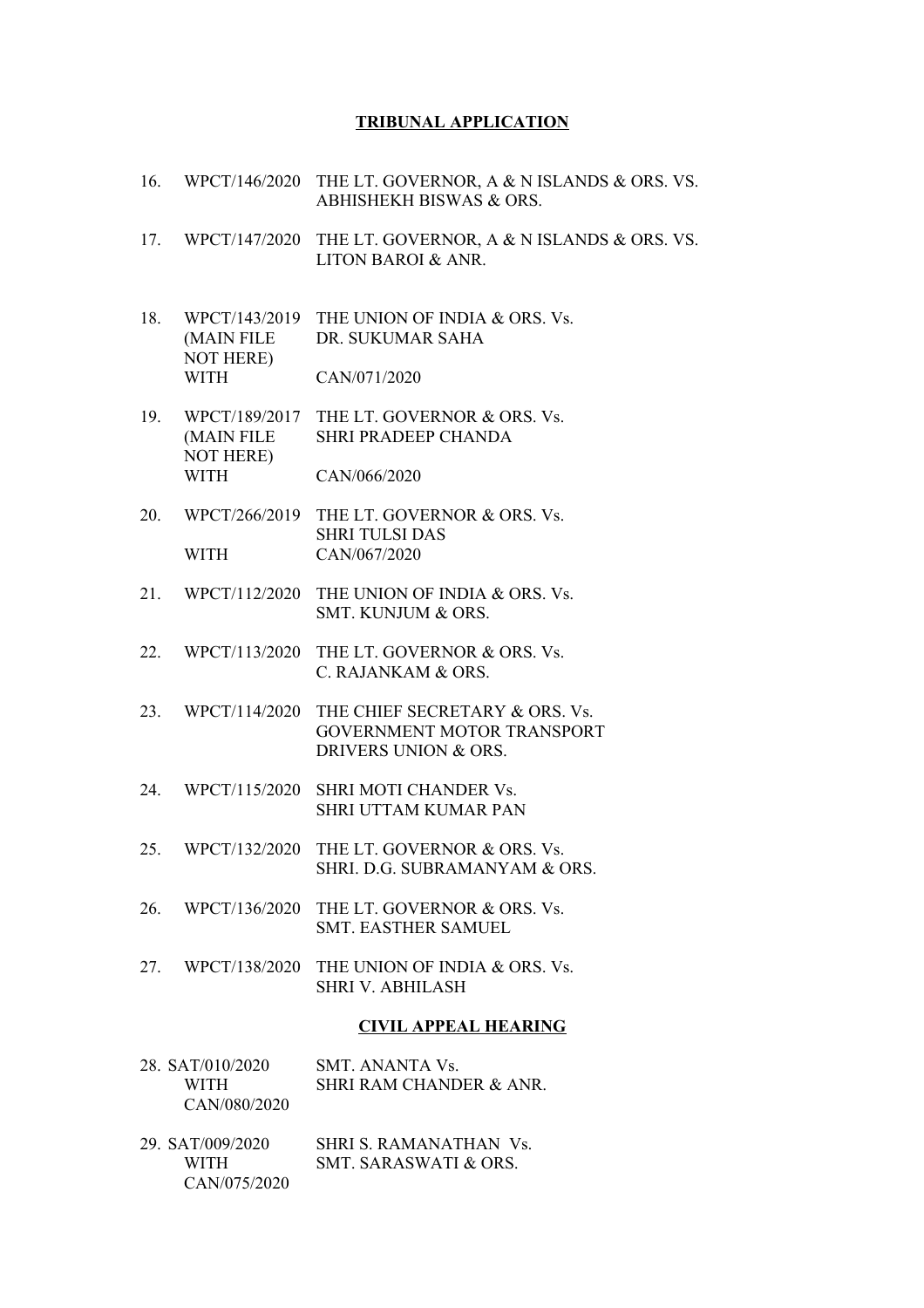## TRIBUNAL APPLICATION

| | | |
|---|---|---|
| 16. | WPCT/146/2020 | THE LT. GOVERNOR, A & N ISLANDS & ORS. VS. ABHISHEKH BISWAS & ORS. |
| 17. | WPCT/147/2020 | THE LT. GOVERNOR, A & N ISLANDS & ORS. VS. LITON BAROI & ANR. |
| 18. | WPCT/143/2019 (MAIN FILE NOT HERE) WITH | THE UNION OF INDIA & ORS. Vs. DR. SUKUMAR SAHA<br>CAN/071/2020 |
| 19. | WPCT/189/2017 (MAIN FILE NOT HERE) WITH | THE LT. GOVERNOR & ORS. Vs. SHRI PRADEEP CHANDA<br>CAN/066/2020 |
| 20. | WPCT/266/2019 WITH | THE LT. GOVERNOR & ORS. Vs. SHRI TULSI DAS<br>CAN/067/2020 |
| 21. | WPCT/112/2020 | THE UNION OF INDIA & ORS. Vs. SMT. KUNJUM & ORS. |
| 22. | WPCT/113/2020 | THE LT. GOVERNOR & ORS. Vs. C. RAJANKAM & ORS. |
| 23. | WPCT/114/2020 | THE CHIEF SECRETARY & ORS. Vs. GOVERNMENT MOTOR TRANSPORT DRIVERS UNION & ORS. |
| 24. | WPCT/115/2020 | SHRI MOTI CHANDER Vs. SHRI UTTAM KUMAR PAN |
| 25. | WPCT/132/2020 | THE LT. GOVERNOR & ORS. Vs. SHRI. D.G. SUBRAMANYAM & ORS. |
| 26. | WPCT/136/2020 | THE LT. GOVERNOR & ORS. Vs. SMT. EASTHER SAMUEL |
| 27. | WPCT/138/2020 | THE UNION OF INDIA & ORS. Vs. SHRI V. ABHILASH |

## CIVIL APPEAL HEARING

| | | |
|---|---|---|
| 28. | SAT/010/2020 WITH CAN/080/2020 | SMT. ANANTA Vs. SHRI RAM CHANDER & ANR. |
| 29. | SAT/009/2020 WITH CAN/075/2020 | SHRI S. RAMANATHAN Vs. SMT. SARASWATI & ORS. |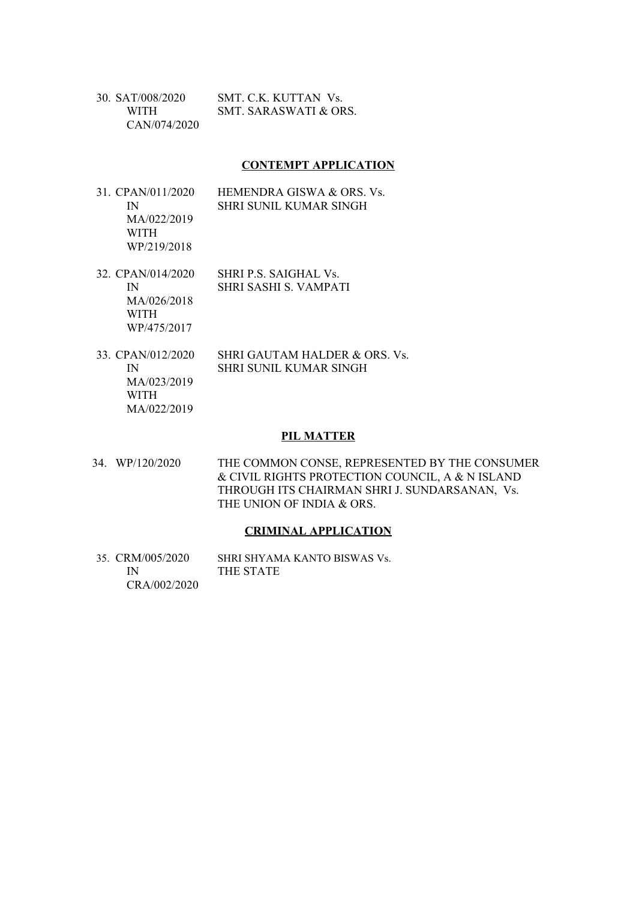| | |
|---|---|
| 30. SAT/008/2020 WITH CAN/074/2020 | SMT. C.K. KUTTAN Vs. SMT. SARASWATI & ORS. |

**CONTEMPT APPLICATION**

| | |
|---|---|
| 31. CPAN/011/2020 IN MA/022/2019 WITH WP/219/2018 | HEMENDRA GISWA & ORS. Vs. SHRI SUNIL KUMAR SINGH |
| 32. CPAN/014/2020 IN MA/026/2018 WITH WP/475/2017 | SHRI P.S. SAIGHAL Vs. SHRI SASHI S. VAMPATI |
| 33. CPAN/012/2020 IN MA/023/2019 WITH MA/022/2019 | SHRI GAUTAM HALDER & ORS. Vs. SHRI SUNIL KUMAR SINGH |

**PIL MATTER**

| | |
|---|---|
| 34. WP/120/2020 | THE COMMON CONSE, REPRESENTED BY THE CONSUMER & CIVIL RIGHTS PROTECTION COUNCIL, A & N ISLAND THROUGH ITS CHAIRMAN SHRI J. SUNDARSANAN, Vs. THE UNION OF INDIA & ORS. |

**CRIMINAL APPLICATION**

| | |
|---|---|
| 35. CRM/005/2020 IN CRA/002/2020 | SHRI SHYAMA KANTO BISWAS Vs. THE STATE |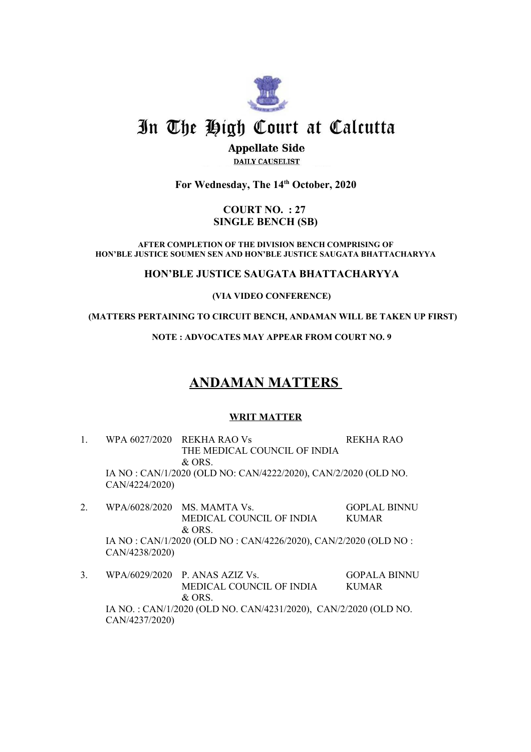# In The High Court at Calcutta

## Appellate Side

DAILY CAUSELIST

**For Wednesday, The 14th October, 2020**

**COURT NO. : 27**
**SINGLE BENCH (SB)**

**AFTER COMPLETION OF THE DIVISION BENCH COMPRISING OF HON'BLE JUSTICE SOUMEN SEN AND HON'BLE JUSTICE SAUGATA BHATTACHARYYA**

**HON'BLE JUSTICE SAUGATA BHATTACHARYYA**

**(VIA VIDEO CONFERENCE)**

**(MATTERS PERTAINING TO CIRCUIT BENCH, ANDAMAN WILL BE TAKEN UP FIRST)**

**NOTE : ADVOCATES MAY APPEAR FROM COURT NO. 9**

## ANDAMAN MATTERS

### WRIT MATTER

| | | | |
|---|---|---|---|
| 1. | WPA 6027/2020 | REKHA RAO Vs THE MEDICAL COUNCIL OF INDIA & ORS. | REKHA RAO |
| | IA NO : CAN/1/2020 (OLD NO: CAN/4222/2020), CAN/2/2020 (OLD NO. CAN/4224/2020) | | |
| 2. | WPA/6028/2020 | MS. MAMTA Vs. MEDICAL COUNCIL OF INDIA & ORS. | GOPLAL BINNU KUMAR |
| | IA NO : CAN/1/2020 (OLD NO : CAN/4226/2020), CAN/2/2020 (OLD NO : CAN/4238/2020) | | |
| 3. | WPA/6029/2020 | P. ANAS AZIZ Vs. MEDICAL COUNCIL OF INDIA & ORS. | GOPALA BINNU KUMAR |
| | IA NO. : CAN/1/2020 (OLD NO. CAN/4231/2020), CAN/2/2020 (OLD NO. CAN/4237/2020) | | |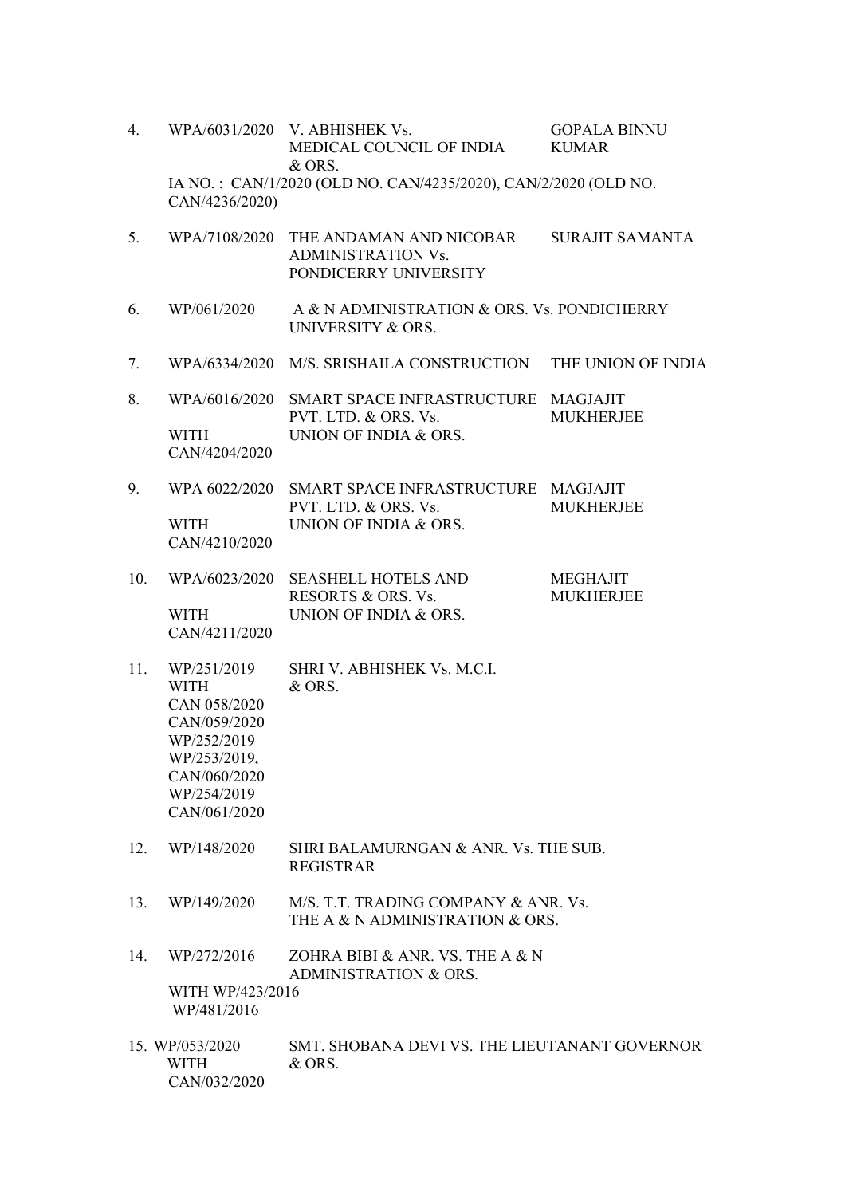| No. | Case No. | Parties | Advocate |
|---|---|---|---|
| 4. | WPA/6031/2020 | V. ABHISHEK Vs. MEDICAL COUNCIL OF INDIA & ORS. | GOPALA BINNU KUMAR |
| | IA NO. : CAN/1/2020 (OLD NO. CAN/4235/2020), CAN/2/2020 (OLD NO. CAN/4236/2020) | | |
| 5. | WPA/7108/2020 | THE ANDAMAN AND NICOBAR ADMINISTRATION Vs. PONDICERRY UNIVERSITY | SURAJIT SAMANTA |
| 6. | WP/061/2020 | A & N ADMINISTRATION & ORS. Vs. PONDICHERRY UNIVERSITY & ORS. | |
| 7. | WPA/6334/2020 | M/S. SRISHAILA CONSTRUCTION | THE UNION OF INDIA |
| 8. | WPA/6016/2020 WITH CAN/4204/2020 | SMART SPACE INFRASTRUCTURE PVT. LTD. & ORS. Vs. UNION OF INDIA & ORS. | MAGJAJIT MUKHERJEE |
| 9. | WPA 6022/2020 WITH CAN/4210/2020 | SMART SPACE INFRASTRUCTURE PVT. LTD. & ORS. Vs. UNION OF INDIA & ORS. | MAGJAJIT MUKHERJEE |
| 10. | WPA/6023/2020 WITH CAN/4211/2020 | SEASHELL HOTELS AND RESORTS & ORS. Vs. UNION OF INDIA & ORS. | MEGHAJIT MUKHERJEE |
| 11. | WP/251/2019 WITH CAN 058/2020 CAN/059/2020 WP/252/2019 WP/253/2019, CAN/060/2020 WP/254/2019 CAN/061/2020 | SHRI V. ABHISHEK Vs. M.C.I. & ORS. | |
| 12. | WP/148/2020 | SHRI BALAMURNGAN & ANR. Vs. THE SUB. REGISTRAR | |
| 13. | WP/149/2020 | M/S. T.T. TRADING COMPANY & ANR. Vs. THE A & N ADMINISTRATION & ORS. | |
| 14. | WP/272/2016 WITH WP/423/2016 WP/481/2016 | ZOHRA BIBI & ANR. VS. THE A & N ADMINISTRATION & ORS. | |
| 15. | WP/053/2020 WITH CAN/032/2020 | SMT. SHOBANA DEVI VS. THE LIEUTANANT GOVERNOR & ORS. | |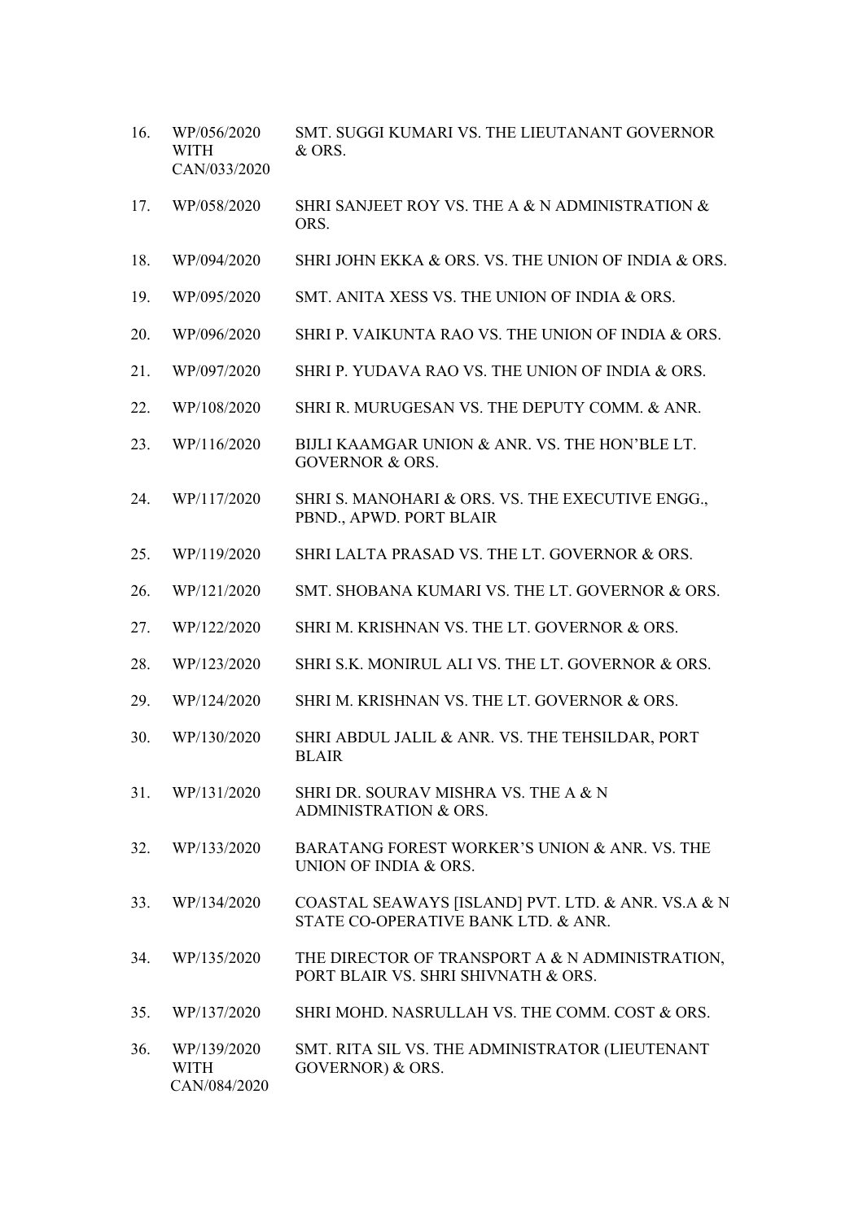| | | |
|---|---|---|
| 16. | WP/056/2020 WITH CAN/033/2020 | SMT. SUGGI KUMARI VS. THE LIEUTANANT GOVERNOR & ORS. |
| 17. | WP/058/2020 | SHRI SANJEET ROY VS. THE A & N ADMINISTRATION & ORS. |
| 18. | WP/094/2020 | SHRI JOHN EKKA & ORS. VS. THE UNION OF INDIA & ORS. |
| 19. | WP/095/2020 | SMT. ANITA XESS VS. THE UNION OF INDIA & ORS. |
| 20. | WP/096/2020 | SHRI P. VAIKUNTA RAO VS. THE UNION OF INDIA & ORS. |
| 21. | WP/097/2020 | SHRI P. YUDAVA RAO VS. THE UNION OF INDIA & ORS. |
| 22. | WP/108/2020 | SHRI R. MURUGESAN VS. THE DEPUTY COMM. & ANR. |
| 23. | WP/116/2020 | BIJLI KAAMGAR UNION & ANR. VS. THE HON'BLE LT. GOVERNOR & ORS. |
| 24. | WP/117/2020 | SHRI S. MANOHARI & ORS. VS. THE EXECUTIVE ENGG., PBND., APWD. PORT BLAIR |
| 25. | WP/119/2020 | SHRI LALTA PRASAD VS. THE LT. GOVERNOR & ORS. |
| 26. | WP/121/2020 | SMT. SHOBANA KUMARI VS. THE LT. GOVERNOR & ORS. |
| 27. | WP/122/2020 | SHRI M. KRISHNAN VS. THE LT. GOVERNOR & ORS. |
| 28. | WP/123/2020 | SHRI S.K. MONIRUL ALI VS. THE LT. GOVERNOR & ORS. |
| 29. | WP/124/2020 | SHRI M. KRISHNAN VS. THE LT. GOVERNOR & ORS. |
| 30. | WP/130/2020 | SHRI ABDUL JALIL & ANR. VS. THE TEHSILDAR, PORT BLAIR |
| 31. | WP/131/2020 | SHRI DR. SOURAV MISHRA VS. THE A & N ADMINISTRATION & ORS. |
| 32. | WP/133/2020 | BARATANG FOREST WORKER'S UNION & ANR. VS. THE UNION OF INDIA & ORS. |
| 33. | WP/134/2020 | COASTAL SEAWAYS [ISLAND] PVT. LTD. & ANR. VS.A & N STATE CO-OPERATIVE BANK LTD. & ANR. |
| 34. | WP/135/2020 | THE DIRECTOR OF TRANSPORT A & N ADMINISTRATION, PORT BLAIR VS. SHRI SHIVNATH & ORS. |
| 35. | WP/137/2020 | SHRI MOHD. NASRULLAH VS. THE COMM. COST & ORS. |
| 36. | WP/139/2020 WITH CAN/084/2020 | SMT. RITA SIL VS. THE ADMINISTRATOR (LIEUTENANT GOVERNOR) & ORS. |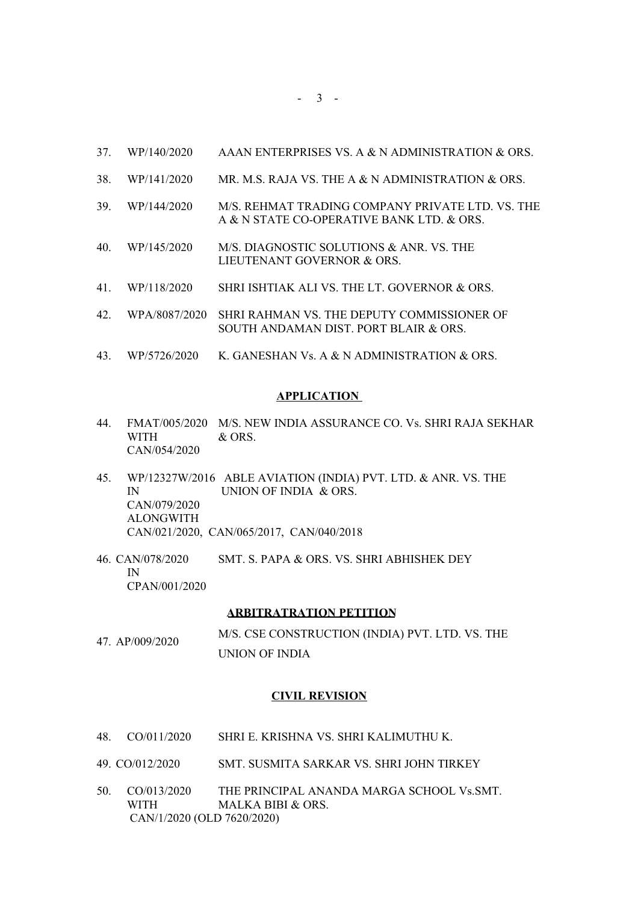37. WP/140/2020 AAAN ENTERPRISES VS. A & N ADMINISTRATION & ORS.

38. WP/141/2020 MR. M.S. RAJA VS. THE A & N ADMINISTRATION & ORS.

39. WP/144/2020 M/S. REHMAT TRADING COMPANY PRIVATE LTD. VS. THE A & N STATE CO-OPERATIVE BANK LTD. & ORS.

40. WP/145/2020 M/S. DIAGNOSTIC SOLUTIONS & ANR. VS. THE LIEUTENANT GOVERNOR & ORS.

41. WP/118/2020 SHRI ISHTIAK ALI VS. THE LT. GOVERNOR & ORS.

42. WPA/8087/2020 SHRI RAHMAN VS. THE DEPUTY COMMISSIONER OF SOUTH ANDAMAN DIST. PORT BLAIR & ORS.

43. WP/5726/2020 K. GANESHAN Vs. A & N ADMINISTRATION & ORS.

**APPLICATION**

44. FMAT/005/2020 WITH CAN/054/2020 M/S. NEW INDIA ASSURANCE CO. Vs. SHRI RAJA SEKHAR & ORS.

45. WP/12327W/2016 IN CAN/079/2020 ALONGWITH CAN/021/2020, CAN/065/2017, CAN/040/2018 ABLE AVIATION (INDIA) PVT. LTD. & ANR. VS. THE UNION OF INDIA & ORS.

46. CAN/078/2020 IN CPAN/001/2020 SMT. S. PAPA & ORS. VS. SHRI ABHISHEK DEY

**ARBITRATRATION PETITION**

47. AP/009/2020 M/S. CSE CONSTRUCTION (INDIA) PVT. LTD. VS. THE UNION OF INDIA

**CIVIL REVISION**

48. CO/011/2020 SHRI E. KRISHNA VS. SHRI KALIMUTHU K.

49. CO/012/2020 SMT. SUSMITA SARKAR VS. SHRI JOHN TIRKEY

50. CO/013/2020 WITH CAN/1/2020 (OLD 7620/2020) THE PRINCIPAL ANANDA MARGA SCHOOL Vs.SMT. MALKA BIBI & ORS.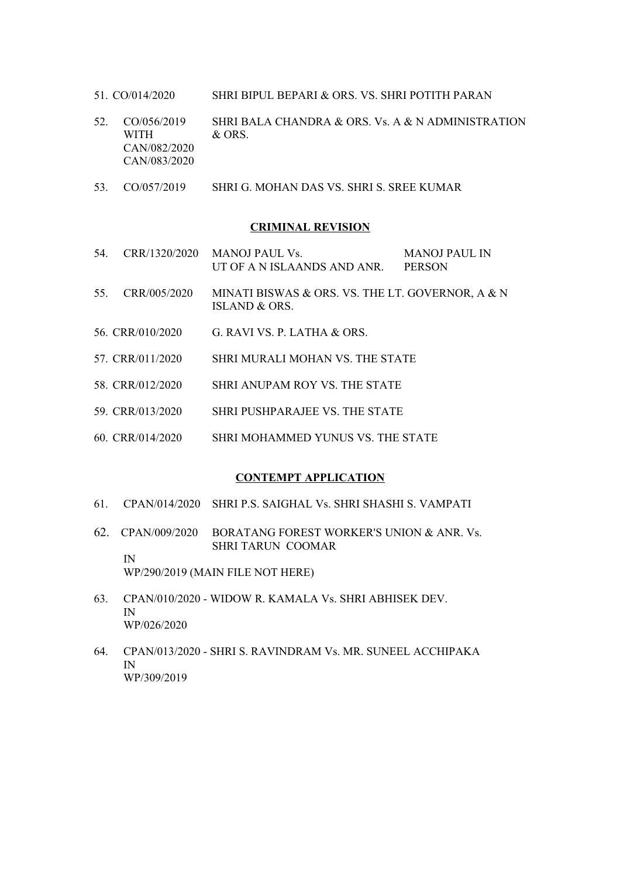51. CO/014/2020 SHRI BIPUL BEPARI & ORS. VS. SHRI POTITH PARAN

52. CO/056/2019 WITH CAN/082/2020 CAN/083/2020 SHRI BALA CHANDRA & ORS. Vs. A & N ADMINISTRATION & ORS.

53. CO/057/2019 SHRI G. MOHAN DAS VS. SHRI S. SREE KUMAR

**CRIMINAL REVISION**

54. CRR/1320/2020 MANOJ PAUL Vs. UT OF A N ISLAANDS AND ANR. MANOJ PAUL IN PERSON

55. CRR/005/2020 MINATI BISWAS & ORS. VS. THE LT. GOVERNOR, A & N ISLAND & ORS.

56. CRR/010/2020 G. RAVI VS. P. LATHA & ORS.

57. CRR/011/2020 SHRI MURALI MOHAN VS. THE STATE

58. CRR/012/2020 SHRI ANUPAM ROY VS. THE STATE

59. CRR/013/2020 SHRI PUSHPARAJEE VS. THE STATE

60. CRR/014/2020 SHRI MOHAMMED YUNUS VS. THE STATE

**CONTEMPT APPLICATION**

61. CPAN/014/2020 SHRI P.S. SAIGHAL Vs. SHRI SHASHI S. VAMPATI

62. CPAN/009/2020 BORATANG FOREST WORKER'S UNION & ANR. Vs. SHRI TARUN COOMAR
IN
WP/290/2019 (MAIN FILE NOT HERE)

63. CPAN/010/2020 - WIDOW R. KAMALA Vs. SHRI ABHISEK DEV.
IN
WP/026/2020

64. CPAN/013/2020 - SHRI S. RAVINDRAM Vs. MR. SUNEEL ACCHIPAKA
IN
WP/309/2019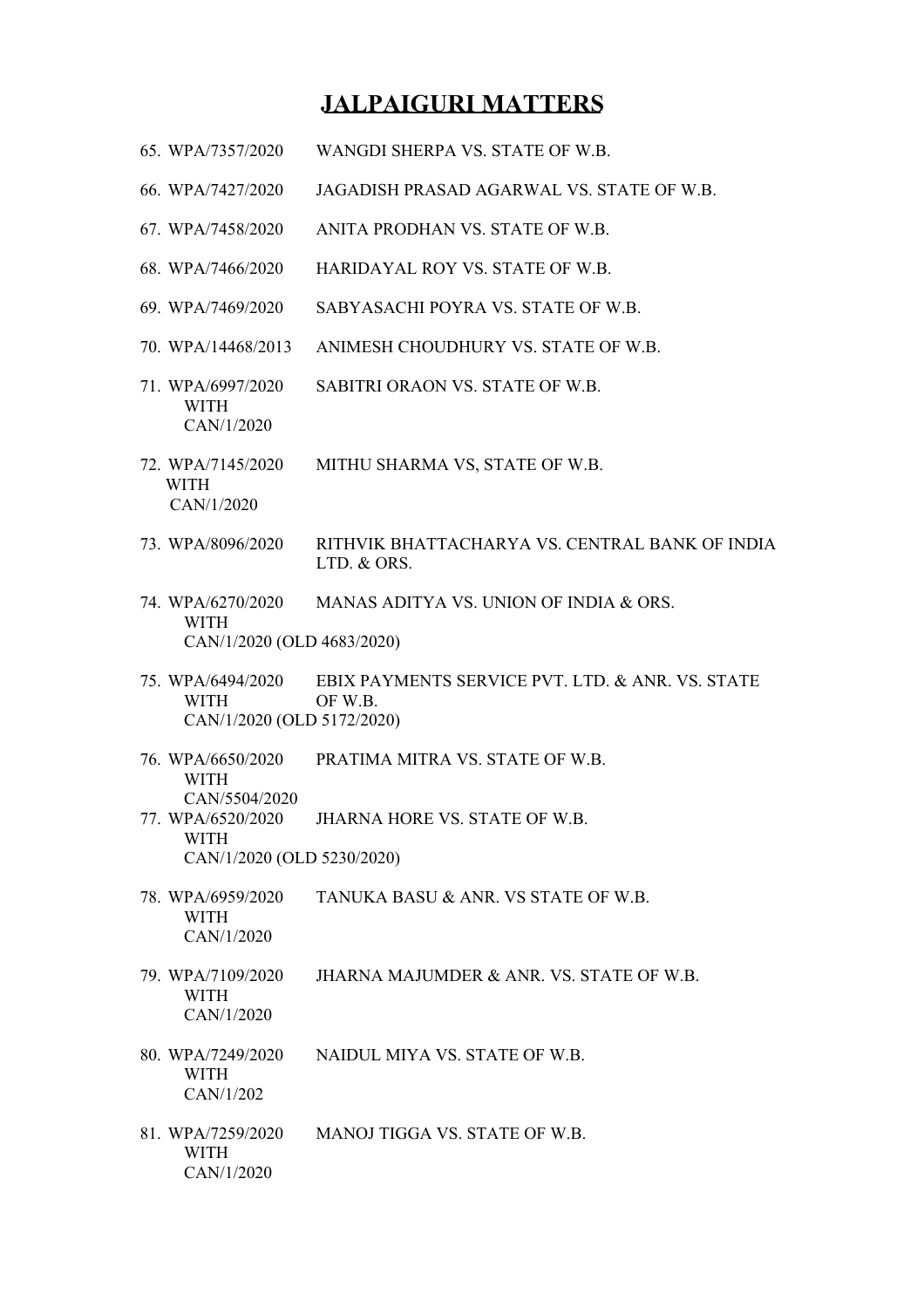# JALPAIGURI MATTERS

65. WPA/7357/2020 WANGDI SHERPA VS. STATE OF W.B.

66. WPA/7427/2020 JAGADISH PRASAD AGARWAL VS. STATE OF W.B.

67. WPA/7458/2020 ANITA PRODHAN VS. STATE OF W.B.

68. WPA/7466/2020 HARIDAYAL ROY VS. STATE OF W.B.

69. WPA/7469/2020 SABYASACHI POYRA VS. STATE OF W.B.

70. WPA/14468/2013 ANIMESH CHOUDHURY VS. STATE OF W.B.

71. WPA/6997/2020 WITH CAN/1/2020 SABITRI ORAON VS. STATE OF W.B.

72. WPA/7145/2020 WITH CAN/1/2020 MITHU SHARMA VS, STATE OF W.B.

73. WPA/8096/2020 RITHVIK BHATTACHARYA VS. CENTRAL BANK OF INDIA LTD. & ORS.

74. WPA/6270/2020 WITH CAN/1/2020 (OLD 4683/2020) MANAS ADITYA VS. UNION OF INDIA & ORS.

75. WPA/6494/2020 WITH CAN/1/2020 (OLD 5172/2020) EBIX PAYMENTS SERVICE PVT. LTD. & ANR. VS. STATE OF W.B.

76. WPA/6650/2020 WITH CAN/5504/2020 PRATIMA MITRA VS. STATE OF W.B.

77. WPA/6520/2020 WITH CAN/1/2020 (OLD 5230/2020) JHARNA HORE VS. STATE OF W.B.

78. WPA/6959/2020 WITH CAN/1/2020 TANUKA BASU & ANR. VS STATE OF W.B.

79. WPA/7109/2020 WITH CAN/1/2020 JHARNA MAJUMDER & ANR. VS. STATE OF W.B.

80. WPA/7249/2020 WITH CAN/1/202 NAIDUL MIYA VS. STATE OF W.B.

81. WPA/7259/2020 WITH CAN/1/2020 MANOJ TIGGA VS. STATE OF W.B.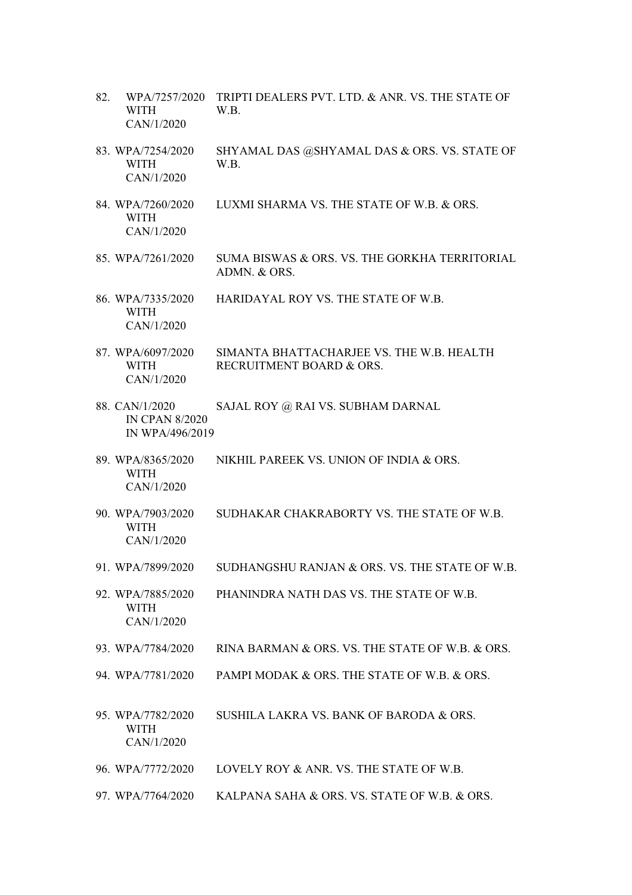82. WPA/7257/2020 WITH CAN/1/2020 — TRIPTI DEALERS PVT. LTD. & ANR. VS. THE STATE OF W.B.

83. WPA/7254/2020 WITH CAN/1/2020 — SHYAMAL DAS @SHYAMAL DAS & ORS. VS. STATE OF W.B.

84. WPA/7260/2020 WITH CAN/1/2020 — LUXMI SHARMA VS. THE STATE OF W.B. & ORS.

85. WPA/7261/2020 — SUMA BISWAS & ORS. VS. THE GORKHA TERRITORIAL ADMN. & ORS.

86. WPA/7335/2020 WITH CAN/1/2020 — HARIDAYAL ROY VS. THE STATE OF W.B.

87. WPA/6097/2020 WITH CAN/1/2020 — SIMANTA BHATTACHARJEE VS. THE W.B. HEALTH RECRUITMENT BOARD & ORS.

88. CAN/1/2020 IN CPAN 8/2020 IN WPA/496/2019 — SAJAL ROY @ RAI VS. SUBHAM DARNAL

89. WPA/8365/2020 WITH CAN/1/2020 — NIKHIL PAREEK VS. UNION OF INDIA & ORS.

90. WPA/7903/2020 WITH CAN/1/2020 — SUDHAKAR CHAKRABORTY VS. THE STATE OF W.B.

91. WPA/7899/2020 — SUDHANGSHU RANJAN & ORS. VS. THE STATE OF W.B.

92. WPA/7885/2020 WITH CAN/1/2020 — PHANINDRA NATH DAS VS. THE STATE OF W.B.

93. WPA/7784/2020 — RINA BARMAN & ORS. VS. THE STATE OF W.B. & ORS.

94. WPA/7781/2020 — PAMPI MODAK & ORS. THE STATE OF W.B. & ORS.

95. WPA/7782/2020 WITH CAN/1/2020 — SUSHILA LAKRA VS. BANK OF BARODA & ORS.

96. WPA/7772/2020 — LOVELY ROY & ANR. VS. THE STATE OF W.B.

97. WPA/7764/2020 — KALPANA SAHA & ORS. VS. STATE OF W.B. & ORS.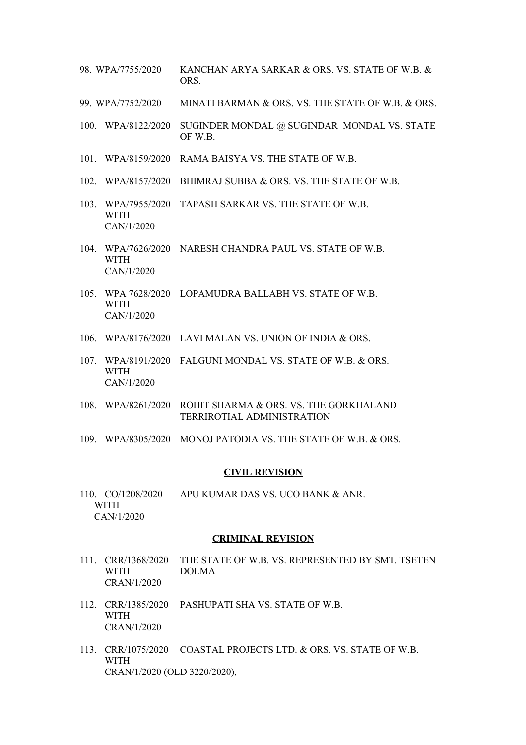98. WPA/7755/2020 KANCHAN ARYA SARKAR & ORS. VS. STATE OF W.B. & ORS.

99. WPA/7752/2020 MINATI BARMAN & ORS. VS. THE STATE OF W.B. & ORS.

100. WPA/8122/2020 SUGINDER MONDAL @ SUGINDAR MONDAL VS. STATE OF W.B.

101. WPA/8159/2020 RAMA BAISYA VS. THE STATE OF W.B.

102. WPA/8157/2020 BHIMRAJ SUBBA & ORS. VS. THE STATE OF W.B.

103. WPA/7955/2020 WITH CAN/1/2020 TAPASH SARKAR VS. THE STATE OF W.B.

104. WPA/7626/2020 WITH CAN/1/2020 NARESH CHANDRA PAUL VS. STATE OF W.B.

105. WPA 7628/2020 WITH CAN/1/2020 LOPAMUDRA BALLABH VS. STATE OF W.B.

106. WPA/8176/2020 LAVI MALAN VS. UNION OF INDIA & ORS.

107. WPA/8191/2020 WITH CAN/1/2020 FALGUNI MONDAL VS. STATE OF W.B. & ORS.

108. WPA/8261/2020 ROHIT SHARMA & ORS. VS. THE GORKHALAND TERRIROTIAL ADMINISTRATION

109. WPA/8305/2020 MONOJ PATODIA VS. THE STATE OF W.B. & ORS.

## CIVIL REVISION

110. CO/1208/2020 WITH CAN/1/2020 APU KUMAR DAS VS. UCO BANK & ANR.

## CRIMINAL REVISION

111. CRR/1368/2020 WITH CRAN/1/2020 THE STATE OF W.B. VS. REPRESENTED BY SMT. TSETEN DOLMA

112. CRR/1385/2020 WITH CRAN/1/2020 PASHUPATI SHA VS. STATE OF W.B.

113. CRR/1075/2020 WITH CRAN/1/2020 (OLD 3220/2020), COASTAL PROJECTS LTD. & ORS. VS. STATE OF W.B.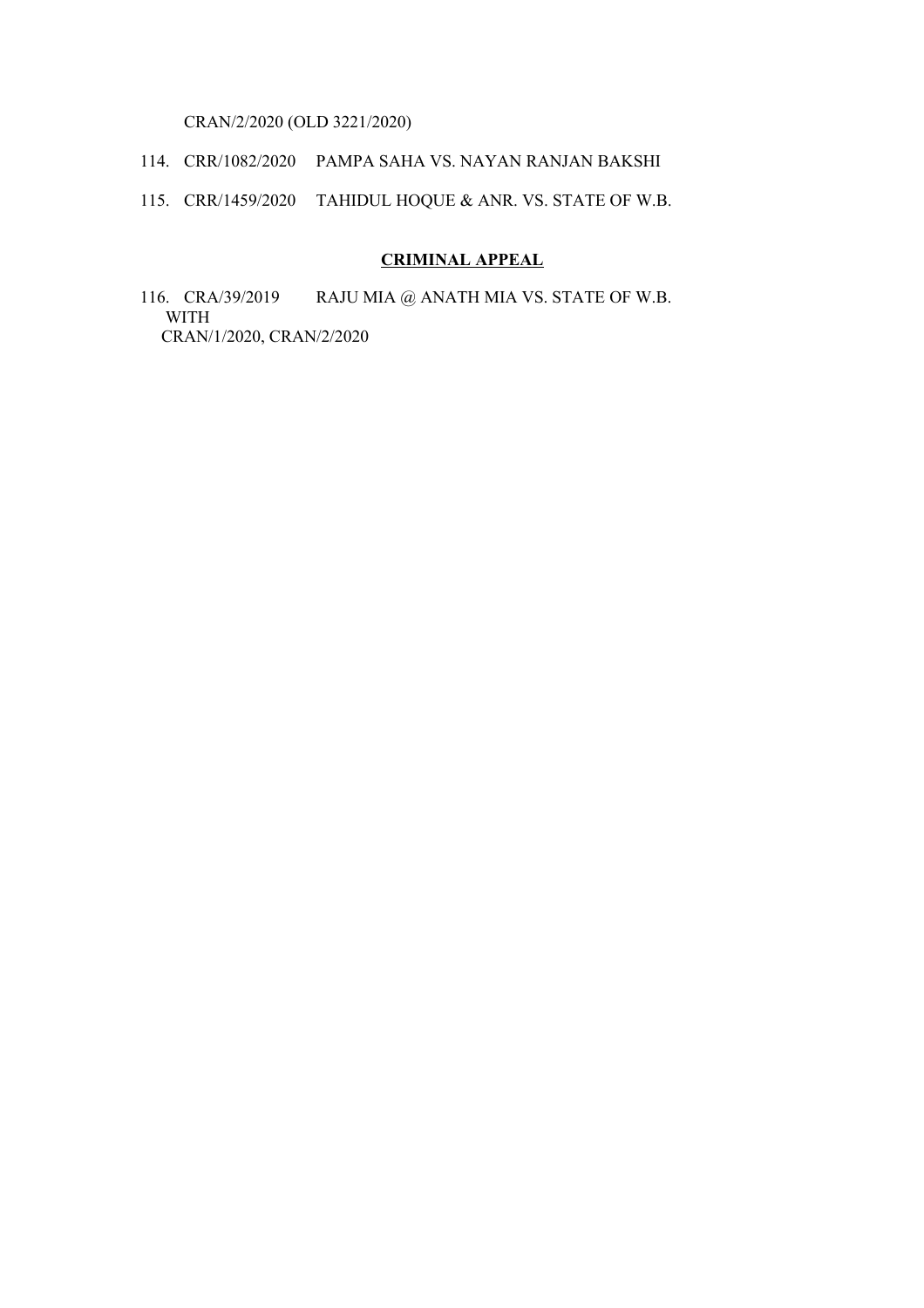CRAN/2/2020 (OLD 3221/2020)

114. CRR/1082/2020 PAMPA SAHA VS. NAYAN RANJAN BAKSHI

115. CRR/1459/2020 TAHIDUL HOQUE & ANR. VS. STATE OF W.B.

**CRIMINAL APPEAL**

116. CRA/39/2019 RAJU MIA @ ANATH MIA VS. STATE OF W.B.
WITH
CRAN/1/2020, CRAN/2/2020